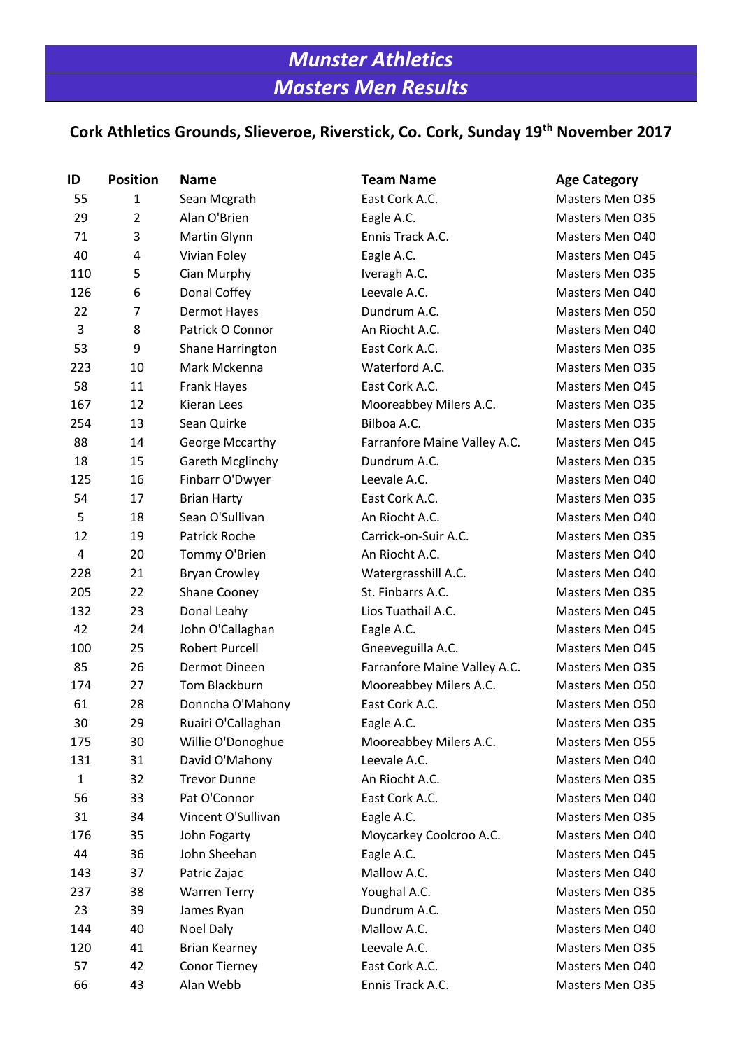# Munster Athletics

## Masters Men Results

### Cork Athletics Grounds, Slieveroe, Riverstick, Co. Cork, Sunday 19th November 2017

| ID | Position | Name | Team Name | Age Category |
|---|---|---|---|---|
| 55 | 1 | Sean Mcgrath | East Cork A.C. | Masters Men O35 |
| 29 | 2 | Alan O'Brien | Eagle A.C. | Masters Men O35 |
| 71 | 3 | Martin Glynn | Ennis Track A.C. | Masters Men O40 |
| 40 | 4 | Vivian Foley | Eagle A.C. | Masters Men O45 |
| 110 | 5 | Cian Murphy | Iveragh A.C. | Masters Men O35 |
| 126 | 6 | Donal Coffey | Leevale A.C. | Masters Men O40 |
| 22 | 7 | Dermot Hayes | Dundrum A.C. | Masters Men O50 |
| 3 | 8 | Patrick O Connor | An Riocht A.C. | Masters Men O40 |
| 53 | 9 | Shane Harrington | East Cork A.C. | Masters Men O35 |
| 223 | 10 | Mark Mckenna | Waterford A.C. | Masters Men O35 |
| 58 | 11 | Frank Hayes | East Cork A.C. | Masters Men O45 |
| 167 | 12 | Kieran Lees | Mooreabbey Milers A.C. | Masters Men O35 |
| 254 | 13 | Sean Quirke | Bilboa A.C. | Masters Men O35 |
| 88 | 14 | George Mccarthy | Farranfore Maine Valley A.C. | Masters Men O45 |
| 18 | 15 | Gareth Mcglinchy | Dundrum A.C. | Masters Men O35 |
| 125 | 16 | Finbarr O'Dwyer | Leevale A.C. | Masters Men O40 |
| 54 | 17 | Brian Harty | East Cork A.C. | Masters Men O35 |
| 5 | 18 | Sean O'Sullivan | An Riocht A.C. | Masters Men O40 |
| 12 | 19 | Patrick Roche | Carrick-on-Suir A.C. | Masters Men O35 |
| 4 | 20 | Tommy O'Brien | An Riocht A.C. | Masters Men O40 |
| 228 | 21 | Bryan Crowley | Watergrasshill A.C. | Masters Men O40 |
| 205 | 22 | Shane Cooney | St. Finbarrs A.C. | Masters Men O35 |
| 132 | 23 | Donal Leahy | Lios Tuathail A.C. | Masters Men O45 |
| 42 | 24 | John O'Callaghan | Eagle A.C. | Masters Men O45 |
| 100 | 25 | Robert Purcell | Gneeveguilla A.C. | Masters Men O45 |
| 85 | 26 | Dermot Dineen | Farranfore Maine Valley A.C. | Masters Men O35 |
| 174 | 27 | Tom Blackburn | Mooreabbey Milers A.C. | Masters Men O50 |
| 61 | 28 | Donncha O'Mahony | East Cork A.C. | Masters Men O50 |
| 30 | 29 | Ruairi O'Callaghan | Eagle A.C. | Masters Men O35 |
| 175 | 30 | Willie O'Donoghue | Mooreabbey Milers A.C. | Masters Men O55 |
| 131 | 31 | David O'Mahony | Leevale A.C. | Masters Men O40 |
| 1 | 32 | Trevor Dunne | An Riocht A.C. | Masters Men O35 |
| 56 | 33 | Pat O'Connor | East Cork A.C. | Masters Men O40 |
| 31 | 34 | Vincent O'Sullivan | Eagle A.C. | Masters Men O35 |
| 176 | 35 | John Fogarty | Moycarkey Coolcroo A.C. | Masters Men O40 |
| 44 | 36 | John Sheehan | Eagle A.C. | Masters Men O45 |
| 143 | 37 | Patric Zajac | Mallow A.C. | Masters Men O40 |
| 237 | 38 | Warren Terry | Youghal A.C. | Masters Men O35 |
| 23 | 39 | James Ryan | Dundrum A.C. | Masters Men O50 |
| 144 | 40 | Noel Daly | Mallow A.C. | Masters Men O40 |
| 120 | 41 | Brian Kearney | Leevale A.C. | Masters Men O35 |
| 57 | 42 | Conor Tierney | East Cork A.C. | Masters Men O40 |
| 66 | 43 | Alan Webb | Ennis Track A.C. | Masters Men O35 |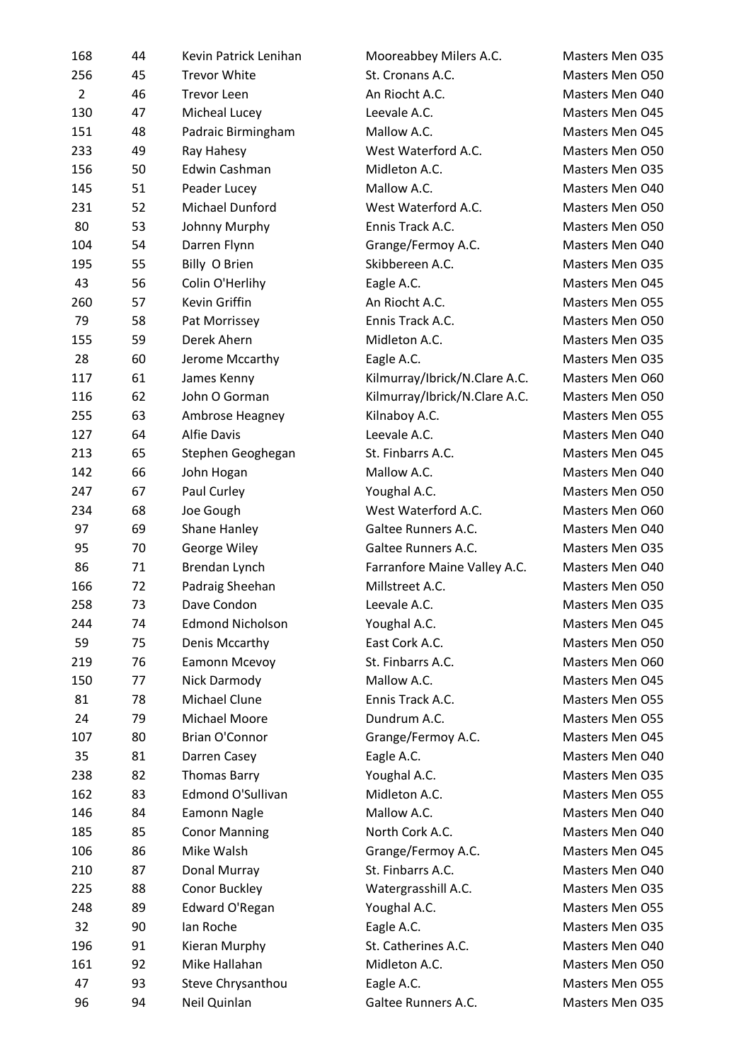| | | | | |
|---|---|---|---|---|
| 168 | 44 | Kevin Patrick Lenihan | Mooreabbey Milers A.C. | Masters Men O35 |
| 256 | 45 | Trevor White | St. Cronans A.C. | Masters Men O50 |
| 2 | 46 | Trevor Leen | An Riocht A.C. | Masters Men O40 |
| 130 | 47 | Micheal Lucey | Leevale A.C. | Masters Men O45 |
| 151 | 48 | Padraic Birmingham | Mallow A.C. | Masters Men O45 |
| 233 | 49 | Ray Hahesy | West Waterford A.C. | Masters Men O50 |
| 156 | 50 | Edwin Cashman | Midleton A.C. | Masters Men O35 |
| 145 | 51 | Peader Lucey | Mallow A.C. | Masters Men O40 |
| 231 | 52 | Michael Dunford | West Waterford A.C. | Masters Men O50 |
| 80 | 53 | Johnny Murphy | Ennis Track A.C. | Masters Men O50 |
| 104 | 54 | Darren Flynn | Grange/Fermoy A.C. | Masters Men O40 |
| 195 | 55 | Billy O Brien | Skibbereen A.C. | Masters Men O35 |
| 43 | 56 | Colin O'Herlihy | Eagle A.C. | Masters Men O45 |
| 260 | 57 | Kevin Griffin | An Riocht A.C. | Masters Men O55 |
| 79 | 58 | Pat Morrissey | Ennis Track A.C. | Masters Men O50 |
| 155 | 59 | Derek Ahern | Midleton A.C. | Masters Men O35 |
| 28 | 60 | Jerome Mccarthy | Eagle A.C. | Masters Men O35 |
| 117 | 61 | James Kenny | Kilmurray/Ibrick/N.Clare A.C. | Masters Men O60 |
| 116 | 62 | John O Gorman | Kilmurray/Ibrick/N.Clare A.C. | Masters Men O50 |
| 255 | 63 | Ambrose Heagney | Kilnaboy A.C. | Masters Men O55 |
| 127 | 64 | Alfie Davis | Leevale A.C. | Masters Men O40 |
| 213 | 65 | Stephen Geoghegan | St. Finbarrs A.C. | Masters Men O45 |
| 142 | 66 | John Hogan | Mallow A.C. | Masters Men O40 |
| 247 | 67 | Paul Curley | Youghal A.C. | Masters Men O50 |
| 234 | 68 | Joe Gough | West Waterford A.C. | Masters Men O60 |
| 97 | 69 | Shane Hanley | Galtee Runners A.C. | Masters Men O40 |
| 95 | 70 | George Wiley | Galtee Runners A.C. | Masters Men O35 |
| 86 | 71 | Brendan Lynch | Farranfore Maine Valley A.C. | Masters Men O40 |
| 166 | 72 | Padraig Sheehan | Millstreet A.C. | Masters Men O50 |
| 258 | 73 | Dave Condon | Leevale A.C. | Masters Men O35 |
| 244 | 74 | Edmond Nicholson | Youghal A.C. | Masters Men O45 |
| 59 | 75 | Denis Mccarthy | East Cork A.C. | Masters Men O50 |
| 219 | 76 | Eamonn Mcevoy | St. Finbarrs A.C. | Masters Men O60 |
| 150 | 77 | Nick Darmody | Mallow A.C. | Masters Men O45 |
| 81 | 78 | Michael Clune | Ennis Track A.C. | Masters Men O55 |
| 24 | 79 | Michael Moore | Dundrum A.C. | Masters Men O55 |
| 107 | 80 | Brian O'Connor | Grange/Fermoy A.C. | Masters Men O45 |
| 35 | 81 | Darren Casey | Eagle A.C. | Masters Men O40 |
| 238 | 82 | Thomas Barry | Youghal A.C. | Masters Men O35 |
| 162 | 83 | Edmond O'Sullivan | Midleton A.C. | Masters Men O55 |
| 146 | 84 | Eamonn Nagle | Mallow A.C. | Masters Men O40 |
| 185 | 85 | Conor Manning | North Cork A.C. | Masters Men O40 |
| 106 | 86 | Mike Walsh | Grange/Fermoy A.C. | Masters Men O45 |
| 210 | 87 | Donal Murray | St. Finbarrs A.C. | Masters Men O40 |
| 225 | 88 | Conor Buckley | Watergrasshill A.C. | Masters Men O35 |
| 248 | 89 | Edward O'Regan | Youghal A.C. | Masters Men O55 |
| 32 | 90 | Ian Roche | Eagle A.C. | Masters Men O35 |
| 196 | 91 | Kieran Murphy | St. Catherines A.C. | Masters Men O40 |
| 161 | 92 | Mike Hallahan | Midleton A.C. | Masters Men O50 |
| 47 | 93 | Steve Chrysanthou | Eagle A.C. | Masters Men O55 |
| 96 | 94 | Neil Quinlan | Galtee Runners A.C. | Masters Men O35 |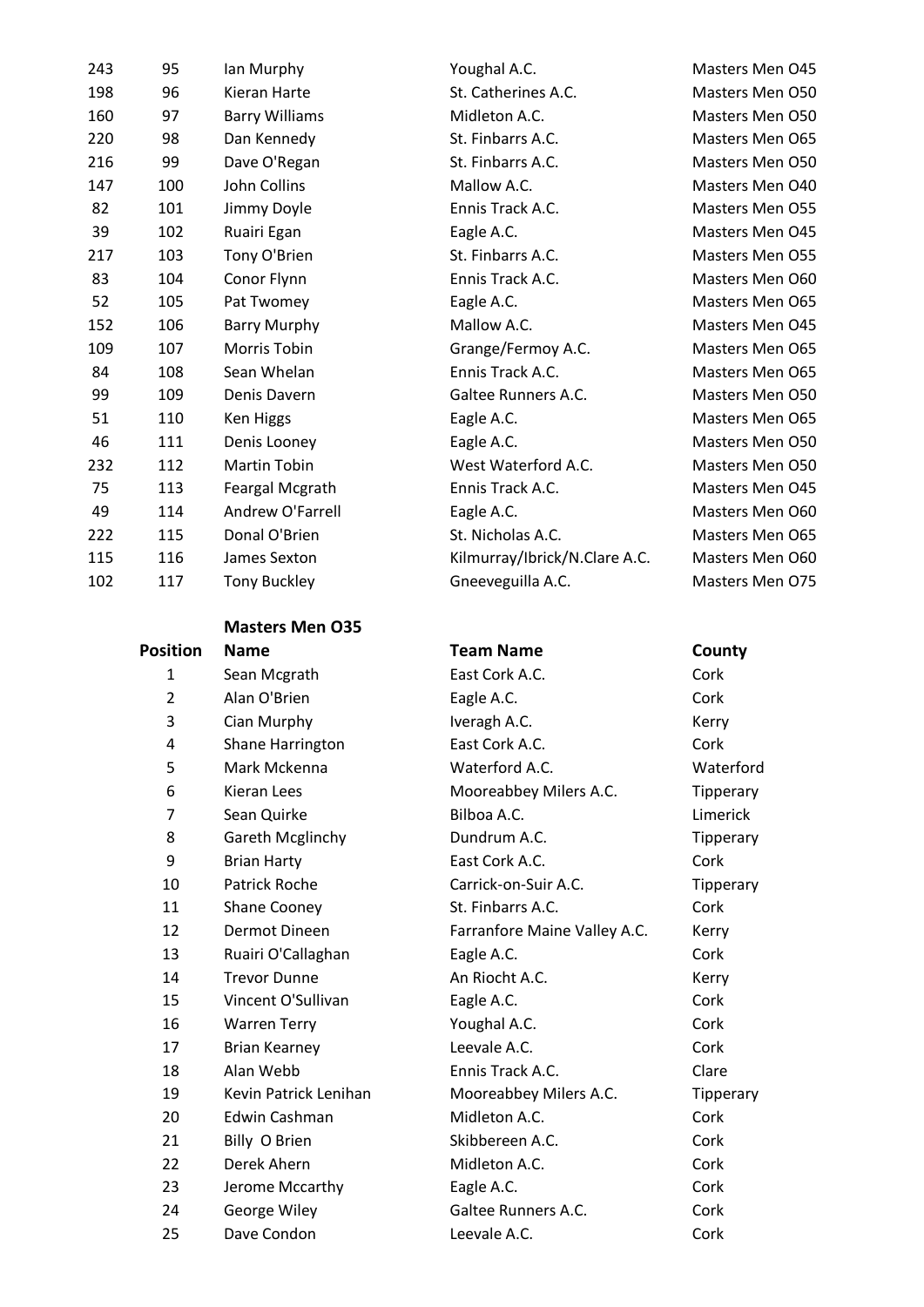| | | | | |
|---|---|---|---|---|
| 243 | 95 | Ian Murphy | Youghal A.C. | Masters Men O45 |
| 198 | 96 | Kieran Harte | St. Catherines A.C. | Masters Men O50 |
| 160 | 97 | Barry Williams | Midleton A.C. | Masters Men O50 |
| 220 | 98 | Dan Kennedy | St. Finbarrs A.C. | Masters Men O65 |
| 216 | 99 | Dave O'Regan | St. Finbarrs A.C. | Masters Men O50 |
| 147 | 100 | John Collins | Mallow A.C. | Masters Men O40 |
| 82 | 101 | Jimmy Doyle | Ennis Track A.C. | Masters Men O55 |
| 39 | 102 | Ruairi Egan | Eagle A.C. | Masters Men O45 |
| 217 | 103 | Tony O'Brien | St. Finbarrs A.C. | Masters Men O55 |
| 83 | 104 | Conor Flynn | Ennis Track A.C. | Masters Men O60 |
| 52 | 105 | Pat Twomey | Eagle A.C. | Masters Men O65 |
| 152 | 106 | Barry Murphy | Mallow A.C. | Masters Men O45 |
| 109 | 107 | Morris Tobin | Grange/Fermoy A.C. | Masters Men O65 |
| 84 | 108 | Sean Whelan | Ennis Track A.C. | Masters Men O65 |
| 99 | 109 | Denis Davern | Galtee Runners A.C. | Masters Men O50 |
| 51 | 110 | Ken Higgs | Eagle A.C. | Masters Men O65 |
| 46 | 111 | Denis Looney | Eagle A.C. | Masters Men O50 |
| 232 | 112 | Martin Tobin | West Waterford A.C. | Masters Men O50 |
| 75 | 113 | Feargal Mcgrath | Ennis Track A.C. | Masters Men O45 |
| 49 | 114 | Andrew O'Farrell | Eagle A.C. | Masters Men O60 |
| 222 | 115 | Donal O'Brien | St. Nicholas A.C. | Masters Men O65 |
| 115 | 116 | James Sexton | Kilmurray/Ibrick/N.Clare A.C. | Masters Men O60 |
| 102 | 117 | Tony Buckley | Gneeveguilla A.C. | Masters Men O75 |

**Masters Men O35**

| Position | Name | Team Name | County |
|---|---|---|---|
| 1 | Sean Mcgrath | East Cork A.C. | Cork |
| 2 | Alan O'Brien | Eagle A.C. | Cork |
| 3 | Cian Murphy | Iveragh A.C. | Kerry |
| 4 | Shane Harrington | East Cork A.C. | Cork |
| 5 | Mark Mckenna | Waterford A.C. | Waterford |
| 6 | Kieran Lees | Mooreabbey Milers A.C. | Tipperary |
| 7 | Sean Quirke | Bilboa A.C. | Limerick |
| 8 | Gareth Mcglinchy | Dundrum A.C. | Tipperary |
| 9 | Brian Harty | East Cork A.C. | Cork |
| 10 | Patrick Roche | Carrick-on-Suir A.C. | Tipperary |
| 11 | Shane Cooney | St. Finbarrs A.C. | Cork |
| 12 | Dermot Dineen | Farranfore Maine Valley A.C. | Kerry |
| 13 | Ruairi O'Callaghan | Eagle A.C. | Cork |
| 14 | Trevor Dunne | An Riocht A.C. | Kerry |
| 15 | Vincent O'Sullivan | Eagle A.C. | Cork |
| 16 | Warren Terry | Youghal A.C. | Cork |
| 17 | Brian Kearney | Leevale A.C. | Cork |
| 18 | Alan Webb | Ennis Track A.C. | Clare |
| 19 | Kevin Patrick Lenihan | Mooreabbey Milers A.C. | Tipperary |
| 20 | Edwin Cashman | Midleton A.C. | Cork |
| 21 | Billy O Brien | Skibbereen A.C. | Cork |
| 22 | Derek Ahern | Midleton A.C. | Cork |
| 23 | Jerome Mccarthy | Eagle A.C. | Cork |
| 24 | George Wiley | Galtee Runners A.C. | Cork |
| 25 | Dave Condon | Leevale A.C. | Cork |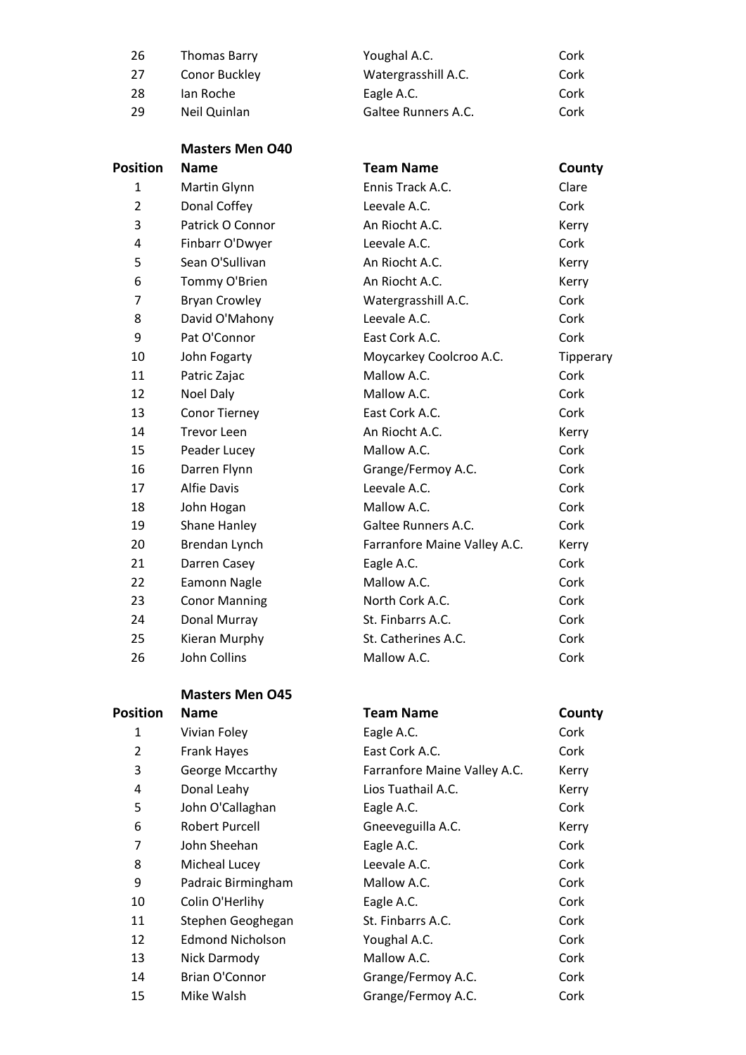| | | | |
|---|---|---|---|
| 26 | Thomas Barry | Youghal A.C. | Cork |
| 27 | Conor Buckley | Watergrasshill A.C. | Cork |
| 28 | Ian Roche | Eagle A.C. | Cork |
| 29 | Neil Quinlan | Galtee Runners A.C. | Cork |

### Masters Men O40

| Position | Name | Team Name | County |
|---|---|---|---|
| 1 | Martin Glynn | Ennis Track A.C. | Clare |
| 2 | Donal Coffey | Leevale A.C. | Cork |
| 3 | Patrick O Connor | An Riocht A.C. | Kerry |
| 4 | Finbarr O'Dwyer | Leevale A.C. | Cork |
| 5 | Sean O'Sullivan | An Riocht A.C. | Kerry |
| 6 | Tommy O'Brien | An Riocht A.C. | Kerry |
| 7 | Bryan Crowley | Watergrasshill A.C. | Cork |
| 8 | David O'Mahony | Leevale A.C. | Cork |
| 9 | Pat O'Connor | East Cork A.C. | Cork |
| 10 | John Fogarty | Moycarkey Coolcroo A.C. | Tipperary |
| 11 | Patric Zajac | Mallow A.C. | Cork |
| 12 | Noel Daly | Mallow A.C. | Cork |
| 13 | Conor Tierney | East Cork A.C. | Cork |
| 14 | Trevor Leen | An Riocht A.C. | Kerry |
| 15 | Peader Lucey | Mallow A.C. | Cork |
| 16 | Darren Flynn | Grange/Fermoy A.C. | Cork |
| 17 | Alfie Davis | Leevale A.C. | Cork |
| 18 | John Hogan | Mallow A.C. | Cork |
| 19 | Shane Hanley | Galtee Runners A.C. | Cork |
| 20 | Brendan Lynch | Farranfore Maine Valley A.C. | Kerry |
| 21 | Darren Casey | Eagle A.C. | Cork |
| 22 | Eamonn Nagle | Mallow A.C. | Cork |
| 23 | Conor Manning | North Cork A.C. | Cork |
| 24 | Donal Murray | St. Finbarrs A.C. | Cork |
| 25 | Kieran Murphy | St. Catherines A.C. | Cork |
| 26 | John Collins | Mallow A.C. | Cork |

### Masters Men O45

| Position | Name | Team Name | County |
|---|---|---|---|
| 1 | Vivian Foley | Eagle A.C. | Cork |
| 2 | Frank Hayes | East Cork A.C. | Cork |
| 3 | George Mccarthy | Farranfore Maine Valley A.C. | Kerry |
| 4 | Donal Leahy | Lios Tuathail A.C. | Kerry |
| 5 | John O'Callaghan | Eagle A.C. | Cork |
| 6 | Robert Purcell | Gneeveguilla A.C. | Kerry |
| 7 | John Sheehan | Eagle A.C. | Cork |
| 8 | Micheal Lucey | Leevale A.C. | Cork |
| 9 | Padraic Birmingham | Mallow A.C. | Cork |
| 10 | Colin O'Herlihy | Eagle A.C. | Cork |
| 11 | Stephen Geoghegan | St. Finbarrs A.C. | Cork |
| 12 | Edmond Nicholson | Youghal A.C. | Cork |
| 13 | Nick Darmody | Mallow A.C. | Cork |
| 14 | Brian O'Connor | Grange/Fermoy A.C. | Cork |
| 15 | Mike Walsh | Grange/Fermoy A.C. | Cork |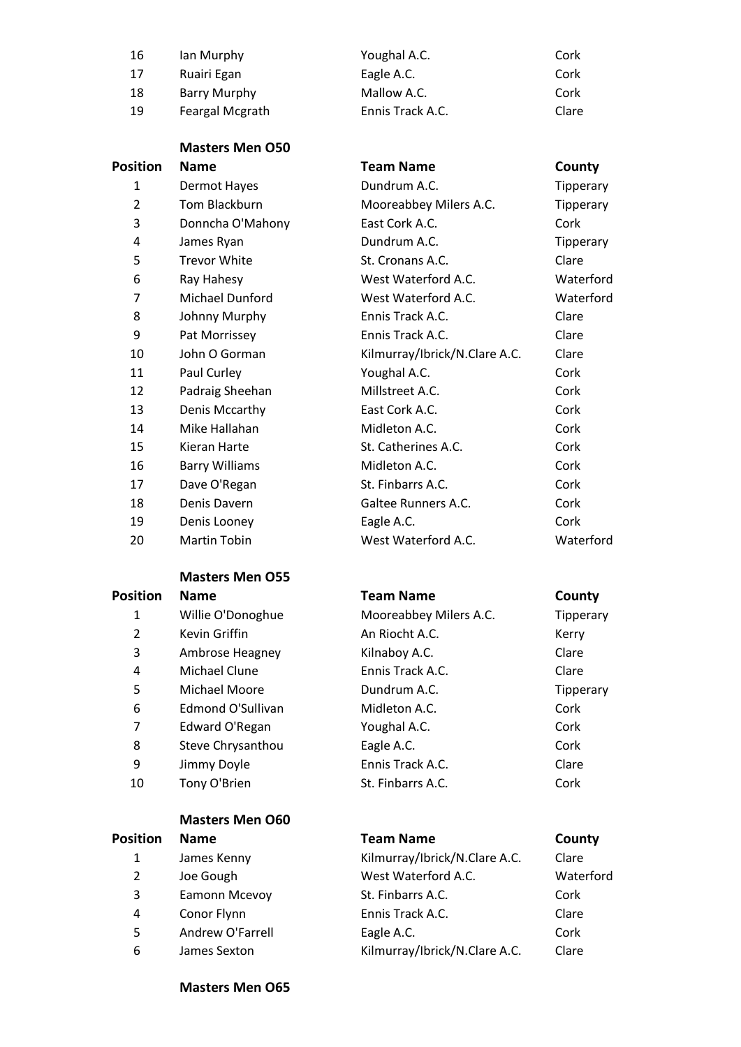| | | | |
|---|---|---|---|
| 16 | Ian Murphy | Youghal A.C. | Cork |
| 17 | Ruairi Egan | Eagle A.C. | Cork |
| 18 | Barry Murphy | Mallow A.C. | Cork |
| 19 | Feargal Mcgrath | Ennis Track A.C. | Clare |

### Masters Men O50

| Position | Name | Team Name | County |
|---|---|---|---|
| 1 | Dermot Hayes | Dundrum A.C. | Tipperary |
| 2 | Tom Blackburn | Mooreabbey Milers A.C. | Tipperary |
| 3 | Donncha O'Mahony | East Cork A.C. | Cork |
| 4 | James Ryan | Dundrum A.C. | Tipperary |
| 5 | Trevor White | St. Cronans A.C. | Clare |
| 6 | Ray Hahesy | West Waterford A.C. | Waterford |
| 7 | Michael Dunford | West Waterford A.C. | Waterford |
| 8 | Johnny Murphy | Ennis Track A.C. | Clare |
| 9 | Pat Morrissey | Ennis Track A.C. | Clare |
| 10 | John O Gorman | Kilmurray/Ibrick/N.Clare A.C. | Clare |
| 11 | Paul Curley | Youghal A.C. | Cork |
| 12 | Padraig Sheehan | Millstreet A.C. | Cork |
| 13 | Denis Mccarthy | East Cork A.C. | Cork |
| 14 | Mike Hallahan | Midleton A.C. | Cork |
| 15 | Kieran Harte | St. Catherines A.C. | Cork |
| 16 | Barry Williams | Midleton A.C. | Cork |
| 17 | Dave O'Regan | St. Finbarrs A.C. | Cork |
| 18 | Denis Davern | Galtee Runners A.C. | Cork |
| 19 | Denis Looney | Eagle A.C. | Cork |
| 20 | Martin Tobin | West Waterford A.C. | Waterford |

### Masters Men O55

| Position | Name | Team Name | County |
|---|---|---|---|
| 1 | Willie O'Donoghue | Mooreabbey Milers A.C. | Tipperary |
| 2 | Kevin Griffin | An Riocht A.C. | Kerry |
| 3 | Ambrose Heagney | Kilnaboy A.C. | Clare |
| 4 | Michael Clune | Ennis Track A.C. | Clare |
| 5 | Michael Moore | Dundrum A.C. | Tipperary |
| 6 | Edmond O'Sullivan | Midleton A.C. | Cork |
| 7 | Edward O'Regan | Youghal A.C. | Cork |
| 8 | Steve Chrysanthou | Eagle A.C. | Cork |
| 9 | Jimmy Doyle | Ennis Track A.C. | Clare |
| 10 | Tony O'Brien | St. Finbarrs A.C. | Cork |

### Masters Men O60

| Position | Name | Team Name | County |
|---|---|---|---|
| 1 | James Kenny | Kilmurray/Ibrick/N.Clare A.C. | Clare |
| 2 | Joe Gough | West Waterford A.C. | Waterford |
| 3 | Eamonn Mcevoy | St. Finbarrs A.C. | Cork |
| 4 | Conor Flynn | Ennis Track A.C. | Clare |
| 5 | Andrew O'Farrell | Eagle A.C. | Cork |
| 6 | James Sexton | Kilmurray/Ibrick/N.Clare A.C. | Clare |

### Masters Men O65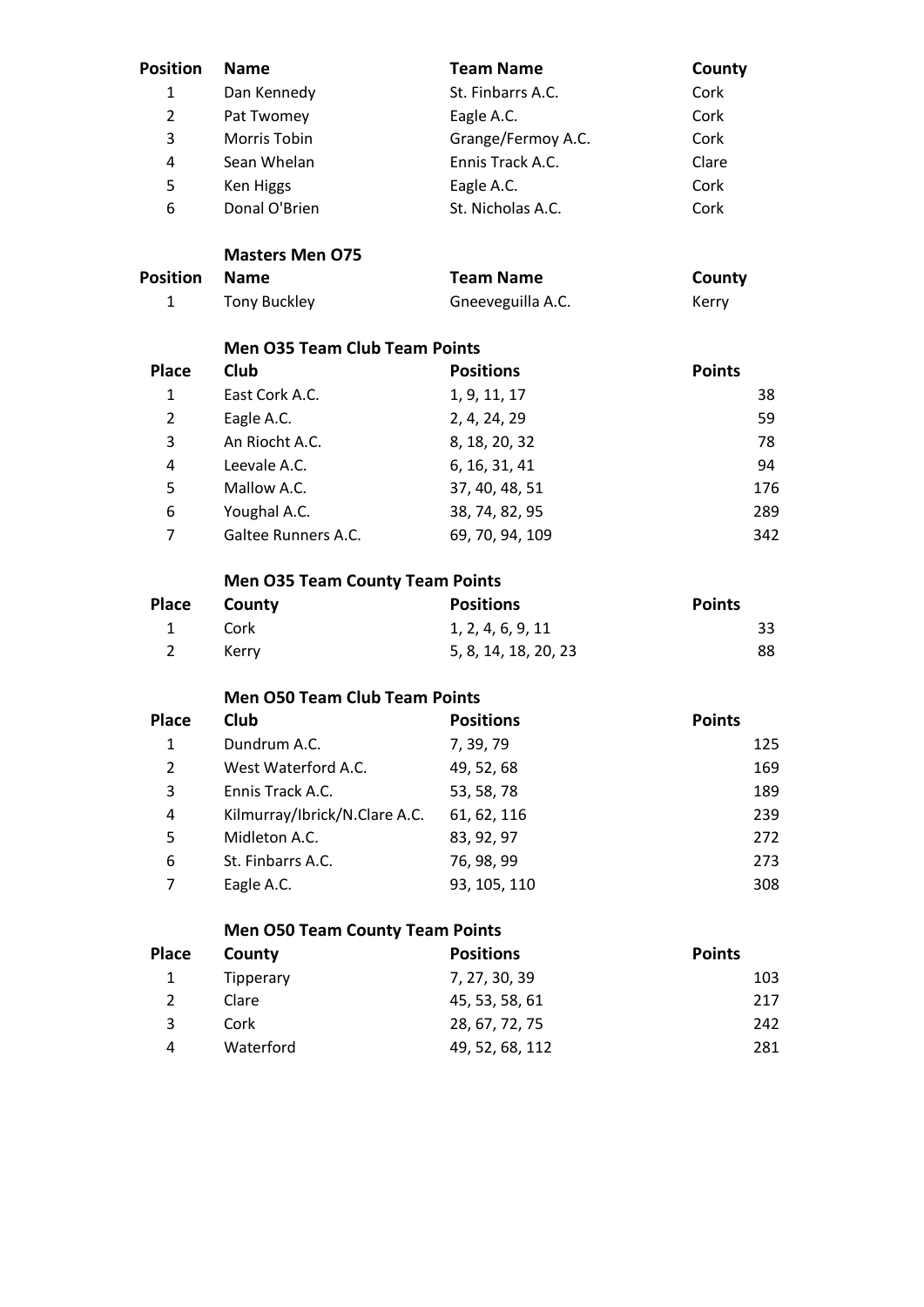| Position | Name | Team Name | County |
|---|---|---|---|
| 1 | Dan Kennedy | St. Finbarrs A.C. | Cork |
| 2 | Pat Twomey | Eagle A.C. | Cork |
| 3 | Morris Tobin | Grange/Fermoy A.C. | Cork |
| 4 | Sean Whelan | Ennis Track A.C. | Clare |
| 5 | Ken Higgs | Eagle A.C. | Cork |
| 6 | Donal O'Brien | St. Nicholas A.C. | Cork |

**Masters Men O75**

| Position | Name | Team Name | County |
|---|---|---|---|
| 1 | Tony Buckley | Gneeveguilla A.C. | Kerry |

**Men O35 Team Club Team Points**

| Place | Club | Positions | Points |
|---|---|---|---|
| 1 | East Cork A.C. | 1, 9, 11, 17 | 38 |
| 2 | Eagle A.C. | 2, 4, 24, 29 | 59 |
| 3 | An Riocht A.C. | 8, 18, 20, 32 | 78 |
| 4 | Leevale A.C. | 6, 16, 31, 41 | 94 |
| 5 | Mallow A.C. | 37, 40, 48, 51 | 176 |
| 6 | Youghal A.C. | 38, 74, 82, 95 | 289 |
| 7 | Galtee Runners A.C. | 69, 70, 94, 109 | 342 |

**Men O35 Team County Team Points**

| Place | County | Positions | Points |
|---|---|---|---|
| 1 | Cork | 1, 2, 4, 6, 9, 11 | 33 |
| 2 | Kerry | 5, 8, 14, 18, 20, 23 | 88 |

**Men O50 Team Club Team Points**

| Place | Club | Positions | Points |
|---|---|---|---|
| 1 | Dundrum A.C. | 7, 39, 79 | 125 |
| 2 | West Waterford A.C. | 49, 52, 68 | 169 |
| 3 | Ennis Track A.C. | 53, 58, 78 | 189 |
| 4 | Kilmurray/Ibrick/N.Clare A.C. | 61, 62, 116 | 239 |
| 5 | Midleton A.C. | 83, 92, 97 | 272 |
| 6 | St. Finbarrs A.C. | 76, 98, 99 | 273 |
| 7 | Eagle A.C. | 93, 105, 110 | 308 |

**Men O50 Team County Team Points**

| Place | County | Positions | Points |
|---|---|---|---|
| 1 | Tipperary | 7, 27, 30, 39 | 103 |
| 2 | Clare | 45, 53, 58, 61 | 217 |
| 3 | Cork | 28, 67, 72, 75 | 242 |
| 4 | Waterford | 49, 52, 68, 112 | 281 |